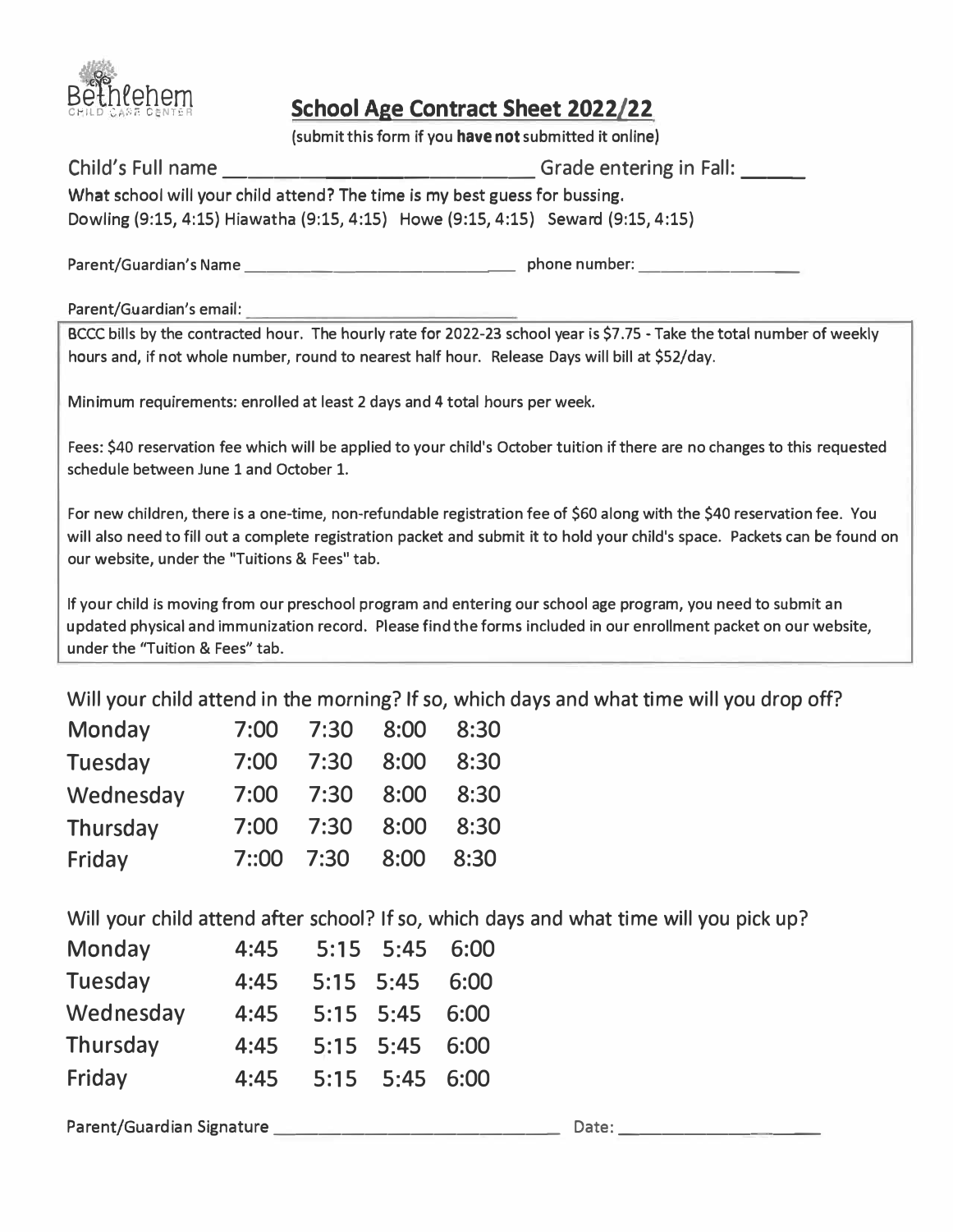Bethlehem
CHILD CARE CENTER

# School Age Contract Sheet 2022/22

(submit this form if you **have not** submitted it online)

Child's Full name ______________________________ Grade entering in Fall: ______

**What school will your child attend? The time is my best guess for bussing.**
Dowling (9:15, 4:15) Hiawatha (9:15, 4:15) Howe (9:15, 4:15) Seward (9:15, 4:15)

Parent/Guardian's Name ______________________________ phone number: ____________________

Parent/Guardian's email: ______________________________

BCCC bills by the contracted hour. The hourly rate for 2022-23 school year is $7.75 - Take the total number of weekly hours and, if not whole number, round to nearest half hour. Release Days will bill at $52/day.

Minimum requirements: enrolled at least 2 days and 4 total hours per week.

Fees: $40 reservation fee which will be applied to your child's October tuition if there are no changes to this requested schedule between June 1 and October 1.

For new children, there is a one-time, non-refundable registration fee of $60 along with the $40 reservation fee. You will also need to fill out a complete registration packet and submit it to hold your child's space. Packets can be found on our website, under the "Tuitions & Fees" tab.

If your child is moving from our preschool program and entering our school age program, you need to submit an updated physical and immunization record. Please find the forms included in our enrollment packet on our website, under the "Tuition & Fees" tab.

Will your child attend in the morning? If so, which days and what time will you drop off?

| | | | | |
|---|---|---|---|---|
| Monday | 7:00 | 7:30 | 8:00 | 8:30 |
| Tuesday | 7:00 | 7:30 | 8:00 | 8:30 |
| Wednesday | 7:00 | 7:30 | 8:00 | 8:30 |
| Thursday | 7:00 | 7:30 | 8:00 | 8:30 |
| Friday | 7::00 | 7:30 | 8:00 | 8:30 |

Will your child attend after school? If so, which days and what time will you pick up?

| | | | | |
|---|---|---|---|---|
| Monday | 4:45 | 5:15 | 5:45 | 6:00 |
| Tuesday | 4:45 | 5:15 | 5:45 | 6:00 |
| Wednesday | 4:45 | 5:15 | 5:45 | 6:00 |
| Thursday | 4:45 | 5:15 | 5:45 | 6:00 |
| Friday | 4:45 | 5:15 | 5:45 | 6:00 |

Parent/Guardian Signature ______________________________ Date: ____________________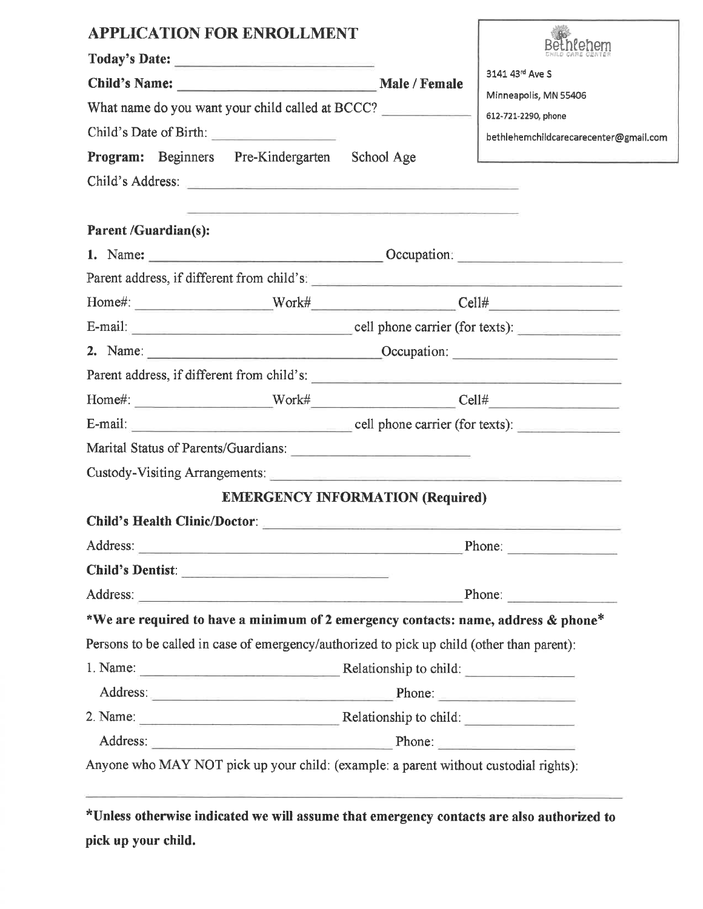## APPLICATION FOR ENROLLMENT

Bethlehem
CHILD CARE CENTER

3141 43rd Ave S
Minneapolis, MN 55406
612-721-2290, phone
bethlehemchildcarecarecenter@gmail.com

**Today's Date:** ______________________

**Child's Name:** ______________________ **Male / Female**

What name do you want your child called at BCCC? ____________

Child's Date of Birth: ______________

**Program:** Beginners Pre-Kindergarten School Age

Child's Address: ______________________________________

______________________________________

**Parent /Guardian(s):**

**1.** Name: ______________________ Occupation: ______________

Parent address, if different from child's: ______________________

Home#: ______________ Work# ______________ Cell# ______________

E-mail: ______________________ cell phone carrier (for texts): ____________

**2.** Name: ______________________ Occupation: ______________

Parent address, if different from child's: ______________________

Home#: ______________ Work# ______________ Cell# ______________

E-mail: ______________________ cell phone carrier (for texts): ____________

Marital Status of Parents/Guardians: ______________________

Custody-Visiting Arrangements: ______________________________

### EMERGENCY INFORMATION (Required)

**Child's Health Clinic/Doctor**: ______________________________

Address: ______________________________ Phone: ______________

**Child's Dentist**: ______________________

Address: ______________________________ Phone: ______________

**\*We are required to have a minimum of 2 emergency contacts: name, address & phone\***

Persons to be called in case of emergency/authorized to pick up child (other than parent):

1. Name: ______________________ Relationship to child: ______________

   Address: ______________________ Phone: ______________

2. Name: ______________________ Relationship to child: ______________

   Address: ______________________ Phone: ______________

Anyone who MAY NOT pick up your child: (example: a parent without custodial rights):

______________________________________________________________

**\*Unless otherwise indicated we will assume that emergency contacts are also authorized to pick up your child.**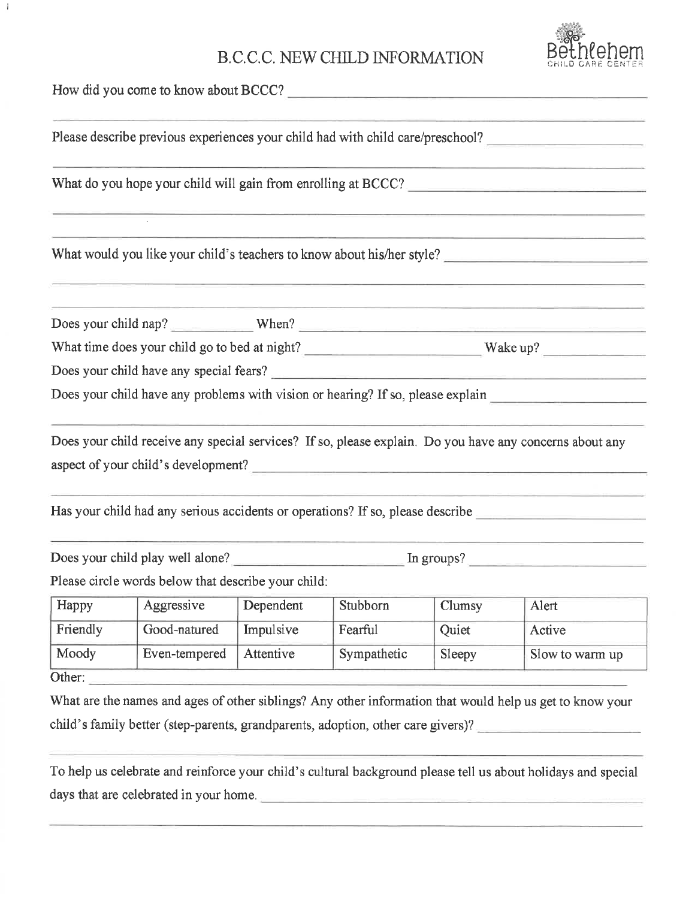# B.C.C.C. NEW CHILD INFORMATION

Bethlehem Child Care Center

How did you come to know about BCCC? ___________________________________________

Please describe previous experiences your child had with child care/preschool? ________________

What do you hope your child will gain from enrolling at BCCC? ___________________________

What would you like your child's teachers to know about his/her style? _____________________

Does your child nap? __________ When? ____________________________________________

What time does your child go to bed at night? ______________________ Wake up? ____________

Does your child have any special fears? _______________________________________________

Does your child have any problems with vision or hearing? If so, please explain _______________

Does your child receive any special services? If so, please explain. Do you have any concerns about any aspect of your child's development? ________________________________________________

Has your child had any serious accidents or operations? If so, please describe __________________

Does your child play well alone? ______________________ In groups? ______________________

Please circle words below that describe your child:

| | | | | | |
|---|---|---|---|---|---|
| Happy | Aggressive | Dependent | Stubborn | Clumsy | Alert |
| Friendly | Good-natured | Impulsive | Fearful | Quiet | Active |
| Moody | Even-tempered | Attentive | Sympathetic | Sleepy | Slow to warm up |

Other: ________________________________________________________________________

What are the names and ages of other siblings? Any other information that would help us get to know your child's family better (step-parents, grandparents, adoption, other care givers)? ____________________

To help us celebrate and reinforce your child's cultural background please tell us about holidays and special days that are celebrated in your home. ______________________________________________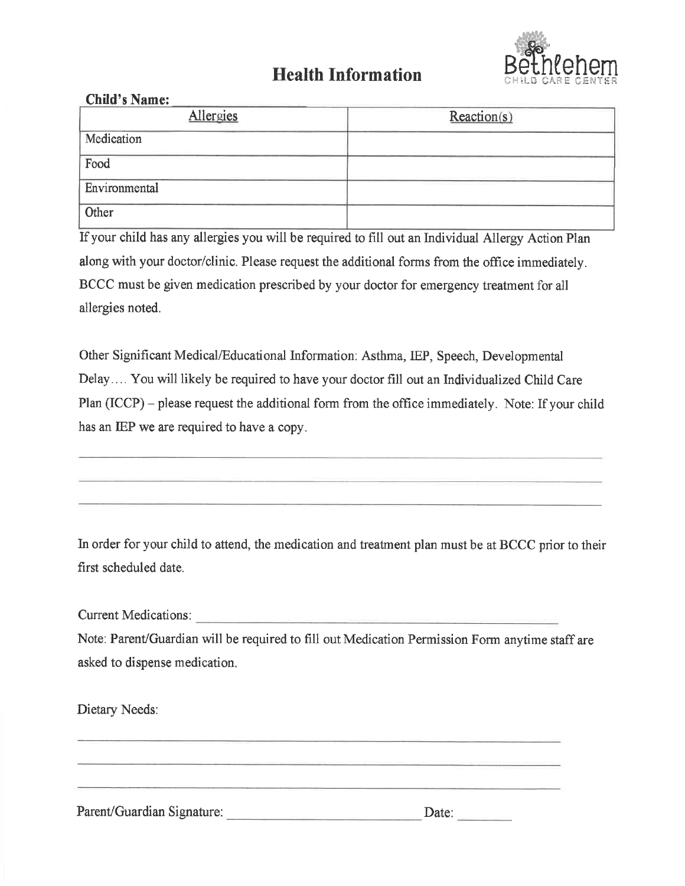# Health Information

Bethlehem CHILD CARE CENTER

**Child's Name:** \_\_\_\_\_\_\_\_\_\_\_\_\_\_\_\_

| Allergies | Reaction(s) |
|---|---|
| Medication | |
| Food | |
| Environmental | |
| Other | |

If your child has any allergies you will be required to fill out an Individual Allergy Action Plan along with your doctor/clinic. Please request the additional forms from the office immediately. BCCC must be given medication prescribed by your doctor for emergency treatment for all allergies noted.

Other Significant Medical/Educational Information: Asthma, IEP, Speech, Developmental Delay…. You will likely be required to have your doctor fill out an Individualized Child Care Plan (ICCP) – please request the additional form from the office immediately. Note: If your child has an IEP we are required to have a copy.

\_\_\_\_\_\_\_\_\_\_\_\_\_\_\_\_\_\_\_\_\_\_\_\_\_\_\_\_\_\_\_\_\_\_\_\_\_\_\_\_\_\_\_\_\_\_\_\_\_\_\_\_\_\_\_\_\_\_\_\_

\_\_\_\_\_\_\_\_\_\_\_\_\_\_\_\_\_\_\_\_\_\_\_\_\_\_\_\_\_\_\_\_\_\_\_\_\_\_\_\_\_\_\_\_\_\_\_\_\_\_\_\_\_\_\_\_\_\_\_\_

\_\_\_\_\_\_\_\_\_\_\_\_\_\_\_\_\_\_\_\_\_\_\_\_\_\_\_\_\_\_\_\_\_\_\_\_\_\_\_\_\_\_\_\_\_\_\_\_\_\_\_\_\_\_\_\_\_\_\_\_

In order for your child to attend, the medication and treatment plan must be at BCCC prior to their first scheduled date.

Current Medications: \_\_\_\_\_\_\_\_\_\_\_\_\_\_\_\_\_\_\_\_\_\_\_\_\_\_\_\_\_\_\_\_\_\_\_\_\_\_\_\_\_\_\_\_

Note: Parent/Guardian will be required to fill out Medication Permission Form anytime staff are asked to dispense medication.

Dietary Needs:

\_\_\_\_\_\_\_\_\_\_\_\_\_\_\_\_\_\_\_\_\_\_\_\_\_\_\_\_\_\_\_\_\_\_\_\_\_\_\_\_\_\_\_\_\_\_\_\_\_\_\_\_\_\_\_\_\_\_\_\_

\_\_\_\_\_\_\_\_\_\_\_\_\_\_\_\_\_\_\_\_\_\_\_\_\_\_\_\_\_\_\_\_\_\_\_\_\_\_\_\_\_\_\_\_\_\_\_\_\_\_\_\_\_\_\_\_\_\_\_\_

\_\_\_\_\_\_\_\_\_\_\_\_\_\_\_\_\_\_\_\_\_\_\_\_\_\_\_\_\_\_\_\_\_\_\_\_\_\_\_\_\_\_\_\_\_\_\_\_\_\_\_\_\_\_\_\_\_\_\_\_

Parent/Guardian Signature: \_\_\_\_\_\_\_\_\_\_\_\_\_\_\_\_\_\_\_\_\_\_\_\_\_\_ Date: \_\_\_\_\_\_\_\_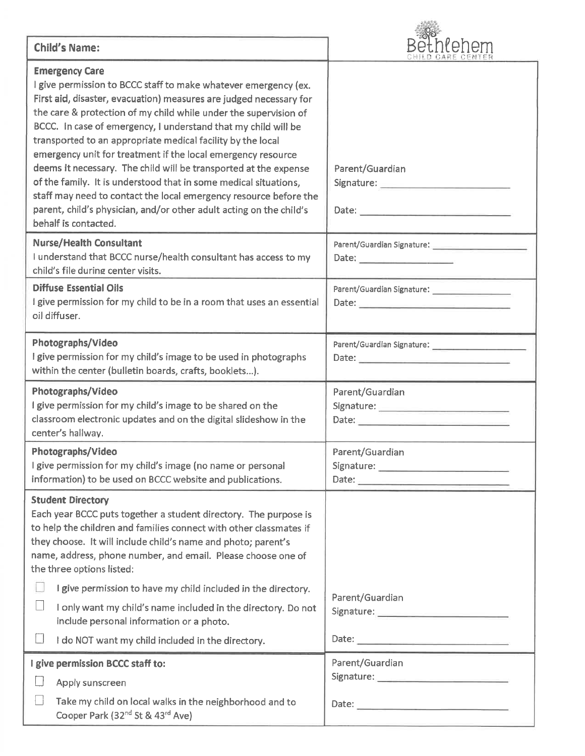| Child's Name: | Bethlehem CHILD CARE CENTER |
|---|---|
| **Emergency Care**<br>I give permission to BCCC staff to make whatever emergency (ex. First aid, disaster, evacuation) measures are judged necessary for the care & protection of my child while under the supervision of BCCC. In case of emergency, I understand that my child will be transported to an appropriate medical facility by the local emergency unit for treatment if the local emergency resource deems it necessary. The child will be transported at the expense of the family. It is understood that in some medical situations, staff may need to contact the local emergency resource before the parent, child's physician, and/or other adult acting on the child's behalf is contacted. | Parent/Guardian<br>Signature: ______________________<br><br>Date: ______________________ |
| **Nurse/Health Consultant**<br>I understand that BCCC nurse/health consultant has access to my child's file during center visits. | Parent/Guardian Signature: ______________<br>Date: ______________ |
| **Diffuse Essential Oils**<br>I give permission for my child to be in a room that uses an essential oil diffuser. | Parent/Guardian Signature: ______________<br>Date: ______________________ |
| **Photographs/Video**<br>I give permission for my child's image to be used in photographs within the center (bulletin boards, crafts, booklets...). | Parent/Guardian Signature: ______________<br>Date: ______________________ |
| **Photographs/Video**<br>I give permission for my child's image to be shared on the classroom electronic updates and on the digital slideshow in the center's hallway. | Parent/Guardian<br>Signature: ______________________<br>Date: ______________________ |
| **Photographs/Video**<br>I give permission for my child's image (no name or personal information) to be used on BCCC website and publications. | Parent/Guardian<br>Signature: ______________________<br>Date: ______________________ |
| **Student Directory**<br>Each year BCCC puts together a student directory. The purpose is to help the children and families connect with other classmates if they choose. It will include child's name and photo; parent's name, address, phone number, and email. Please choose one of the three options listed:<br>☐ I give permission to have my child included in the directory.<br>☐ I only want my child's name included in the directory. Do not include personal information or a photo.<br>☐ I do NOT want my child included in the directory. | Parent/Guardian<br>Signature: ______________________<br><br>Date: ______________________ |
| **I give permission BCCC staff to:**<br>☐ Apply sunscreen<br>☐ Take my child on local walks in the neighborhood and to Cooper Park (32nd St & 43rd Ave) | Parent/Guardian<br>Signature: ______________________<br><br>Date: ______________________ |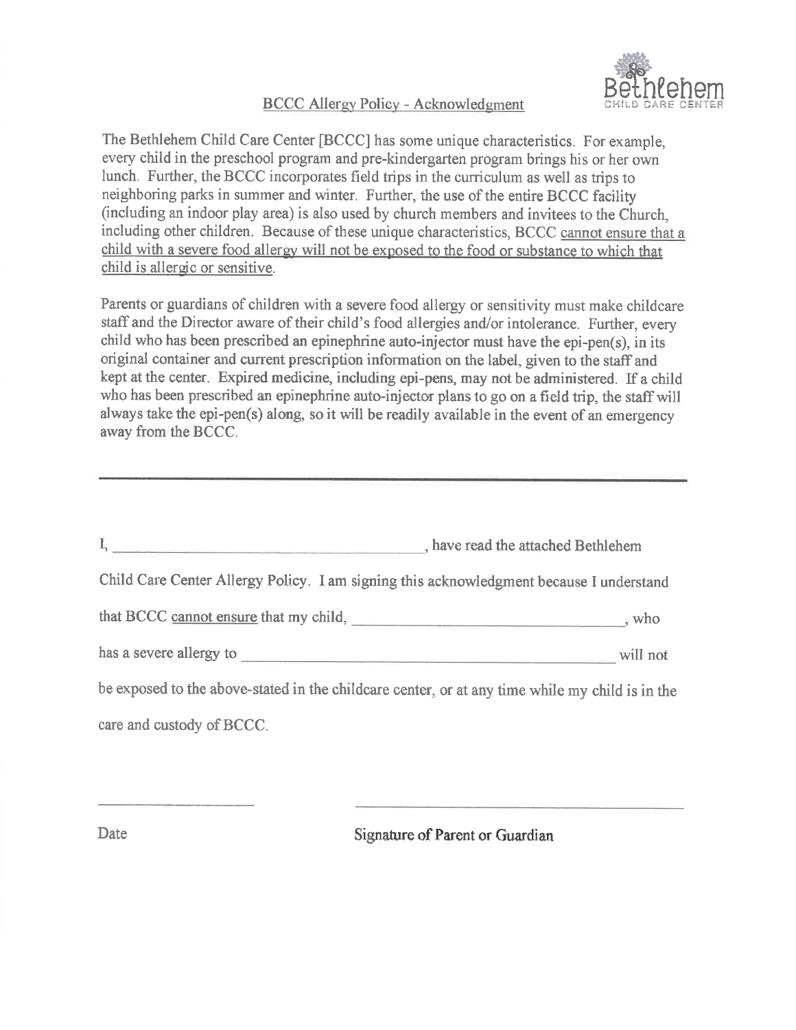Bethlehem
CHILD CARE CENTER

## BCCC Allergy Policy - Acknowledgment

The Bethlehem Child Care Center [BCCC] has some unique characteristics. For example, every child in the preschool program and pre-kindergarten program brings his or her own lunch. Further, the BCCC incorporates field trips in the curriculum as well as trips to neighboring parks in summer and winter. Further, the use of the entire BCCC facility (including an indoor play area) is also used by church members and invitees to the Church, including other children. Because of these unique characteristics, BCCC <u>cannot ensure that a child with a severe food allergy will not be exposed to the food or substance to which that child is allergic or sensitive</u>.

Parents or guardians of children with a severe food allergy or sensitivity must make childcare staff and the Director aware of their child's food allergies and/or intolerance. Further, every child who has been prescribed an epinephrine auto-injector must have the epi-pen(s), in its original container and current prescription information on the label, given to the staff and kept at the center. Expired medicine, including epi-pens, may not be administered. If a child who has been prescribed an epinephrine auto-injector plans to go on a field trip, the staff will always take the epi-pen(s) along, so it will be readily available in the event of an emergency away from the BCCC.

---

I, ______________________________, have read the attached Bethlehem Child Care Center Allergy Policy. I am signing this acknowledgment because I understand that BCCC <u>cannot ensure</u> that my child, ______________________________, who has a severe allergy to ______________________________ will not be exposed to the above-stated in the childcare center, or at any time while my child is in the care and custody of BCCC.

________________ &nbsp;&nbsp;&nbsp;&nbsp;&nbsp;&nbsp;&nbsp;&nbsp; ______________________________

Date &nbsp;&nbsp;&nbsp;&nbsp;&nbsp;&nbsp;&nbsp;&nbsp; Signature of Parent or Guardian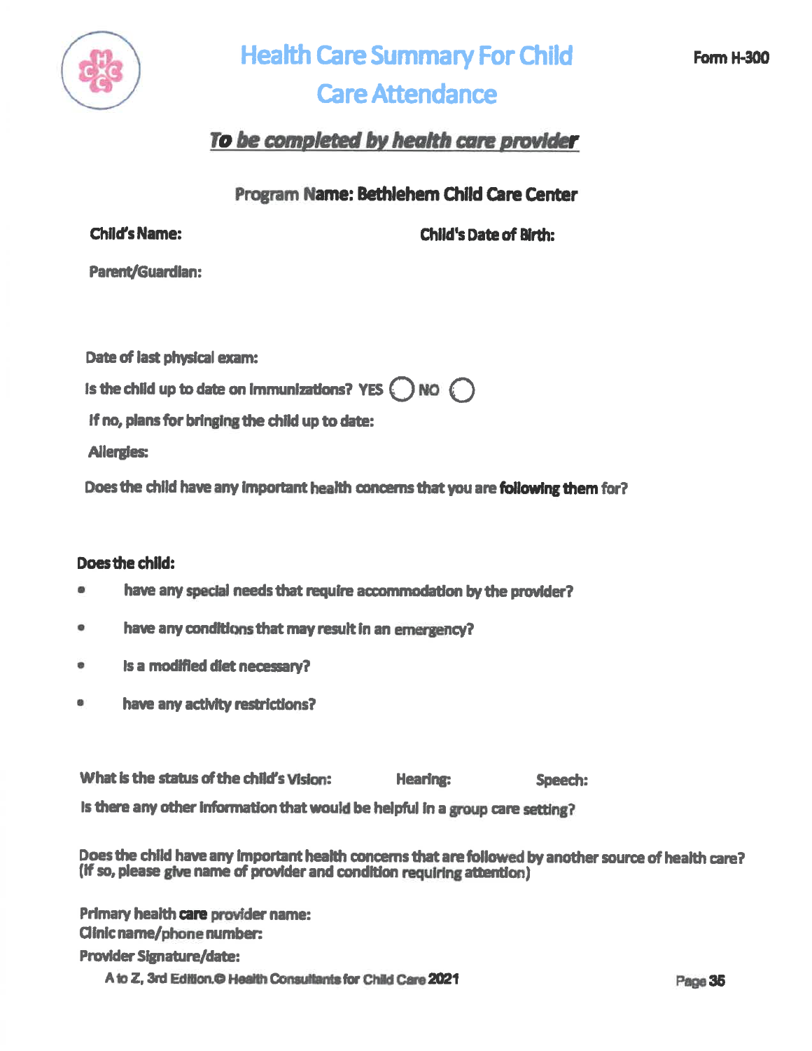# Health Care Summary For Child Care Attendance

Form H-300

***To be completed by health care provider***

**Program Name: Bethlehem Child Care Center**

**Child's Name:** **Child's Date of Birth:**

**Parent/Guardian:**

**Date of last physical exam:**

**Is the child up to date on immunizations?** YES ◯ NO ◯

**If no, plans for bringing the child up to date:**

**Allergies:**

**Does the child have any important health concerns that you are following them for?**

**Does the child:**

- have any special needs that require accommodation by the provider?
- have any conditions that may result in an emergency?
- Is a modified diet necessary?
- have any activity restrictions?

**What is the status of the child's Vision:** **Hearing:** **Speech:**

**Is there any other information that would be helpful in a group care setting?**

**Does the child have any important health concerns that are followed by another source of health care? (If so, please give name of provider and condition requiring attention)**

**Primary health care provider name:**
**Clinic name/phone number:**
**Provider Signature/date:**

A to Z, 3rd Edition.© Health Consultants for Child Care 2021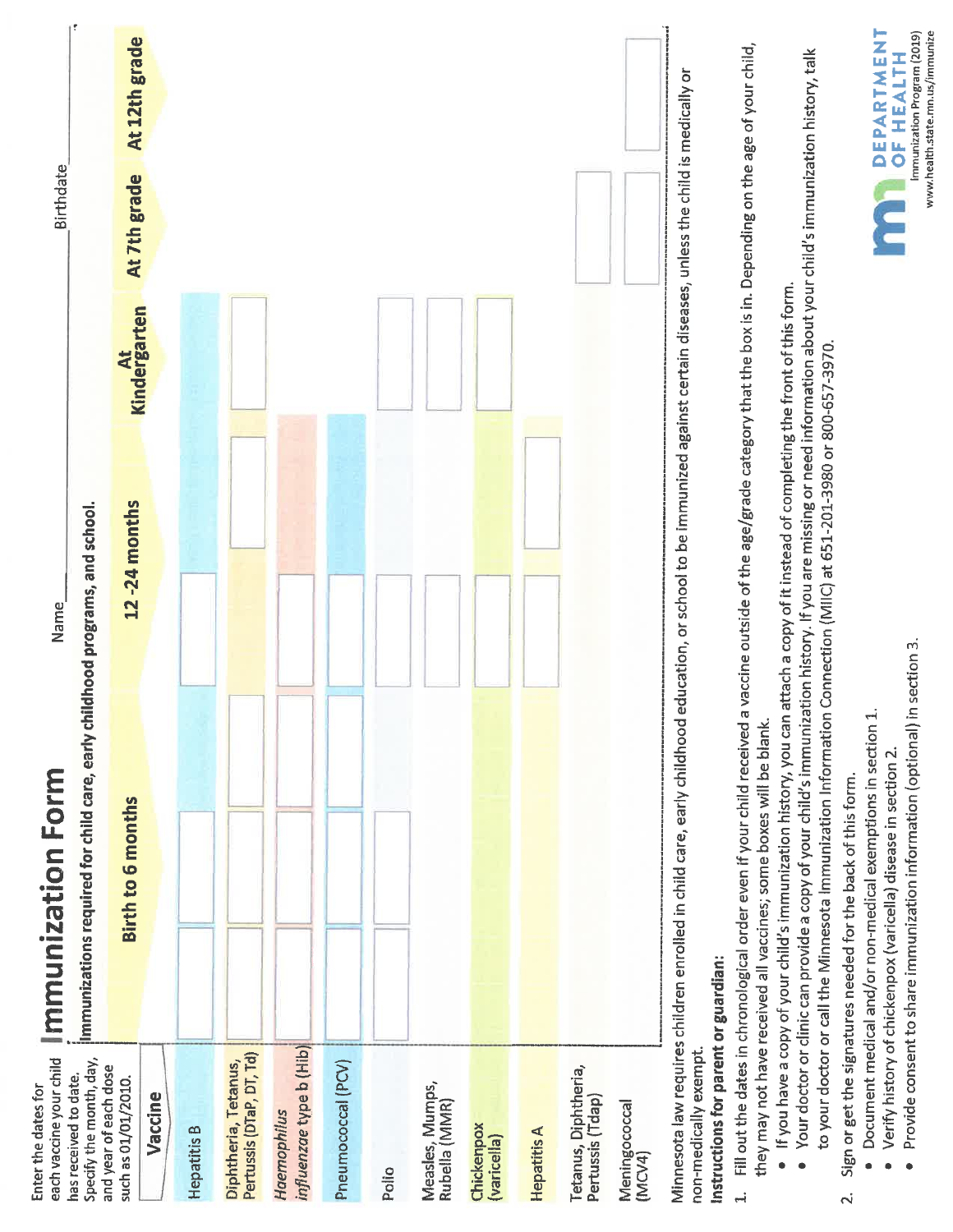Enter the dates for each vaccine your child has received to date. Specify the month, day, and year of each dose such as 01/01/2010.

# Immunization Form

Name________________ Birthdate________________

Immunizations required for child care, early childhood programs, and school.

| Vaccine | Birth to 6 months | 12-24 months | At Kindergarten | At 7th grade | At 12th grade |
|---|---|---|---|---|---|
| Hepatitis B | | | | | |
| Diphtheria, Tetanus, Pertussis (DTaP, DT, Td) | | | | | |
| *Haemophilus influenzae* type b (Hib) | | | | | |
| Pneumococcal (PCV) | | | | | |
| Polio | | | | | |
| Measles, Mumps, Rubella (MMR) | | | | | |
| Chickenpox (varicella) | | | | | |
| Hepatitis A | | | | | |
| Tetanus, Diphtheria, Pertussis (Tdap) | | | | | |
| Meningococcal (MCV4) | | | | | |

Minnesota law requires children enrolled in child care, early childhood education, or school to be immunized against certain diseases, unless the child is medically or non-medically exempt.

**Instructions for parent or guardian:**

1. Fill out the dates in chronological order even if your child received a vaccine outside of the age/grade category that the box is in. Depending on the age of your child, they may not have received all vaccines; some boxes will be blank.
   - If you have a copy of your child's immunization history, you can attach a copy of it instead of completing the front of this form.
   - Your doctor or clinic can provide a copy of your child's immunization history. If you are missing or need information about your child's immunization history, talk to your doctor or call the Minnesota Immunization Information Connection (MIIC) at 651-201-3980 or 800-657-3970.
2. Sign or get the signatures needed for the back of this form.
   - Document medical and/or non-medical exemptions in section 1.
   - Verify history of chickenpox (varicella) disease in section 2.
   - Provide consent to share immunization information (optional) in section 3.

DEPARTMENT OF HEALTH
Immunization Program (2019)
www.health.state.mn.us/immunize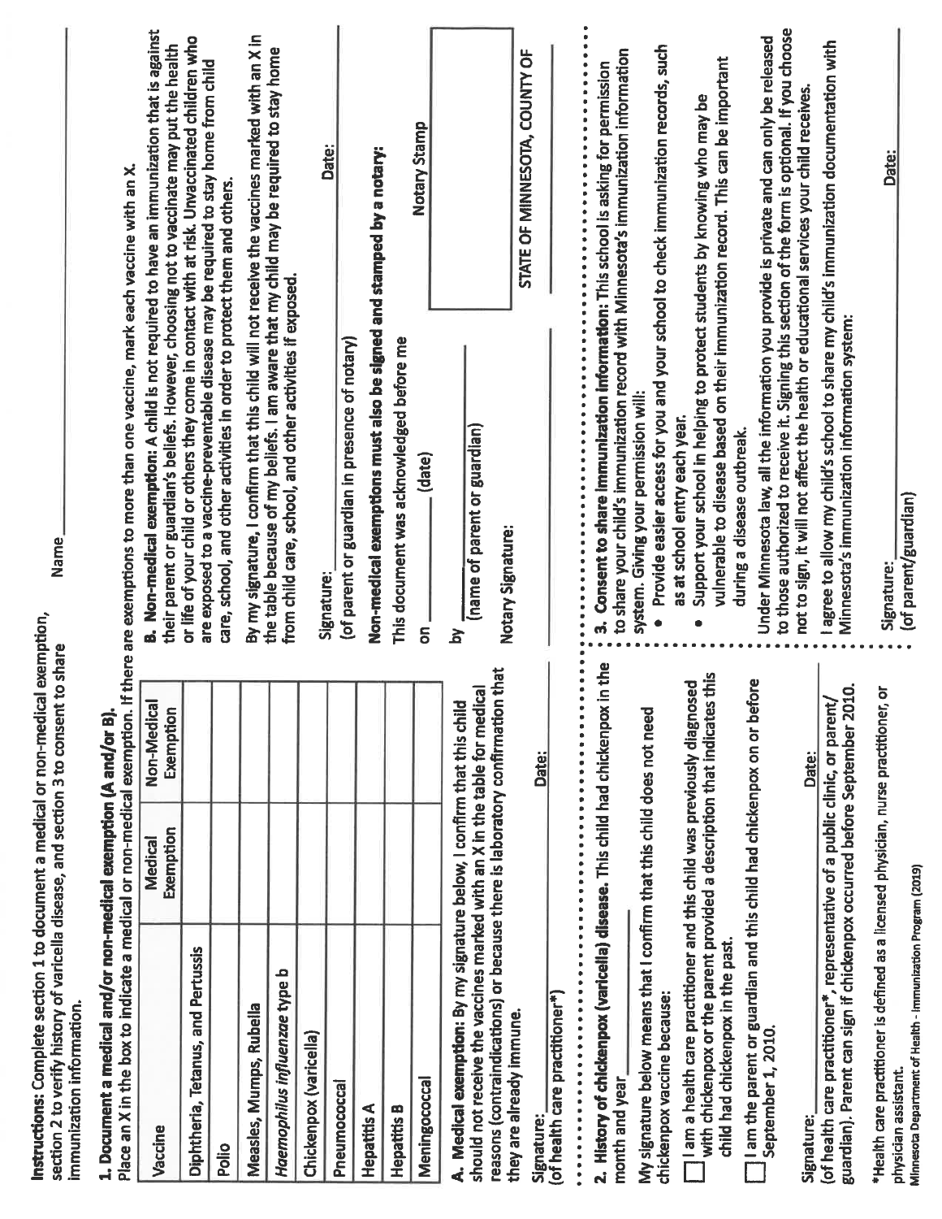**Instructions:** Complete section 1 to document a medical or non-medical exemption, section 2 to verify history of varicella disease, and section 3 to consent to share immunization information.

Name ____________________

## 1. Document a medical and/or non-medical exemption (A and/or B).

Place an X in the box to indicate a medical or non-medical exemption. If there are exemptions to more than one vaccine, mark each vaccine with an X.

| Vaccine | Medical Exemption | Non-Medical Exemption |
|---|---|---|
| Diphtheria, Tetanus, and Pertussis | | |
| Polio | | |
| Measles, Mumps, Rubella | | |
| *Haemophilus influenzae* type b | | |
| Chickenpox (varicella) | | |
| Pneumococcal | | |
| Hepatitis A | | |
| Hepatitis B | | |
| Meningococcal | | |

**A. Medical exemption:** By my signature below, I confirm that this child should not receive the vaccines marked with an X in the table for medical reasons (contraindications) or because there is laboratory confirmation that they are already immune.

Signature: ____________________ Date: __________
(of health care practitioner*)

**B. Non-medical exemption:** A child is not required to have an immunization that is against their parent or guardian's beliefs. However, choosing not to vaccinate may put the health or life of your child or others they come in contact with at risk. Unvaccinated children who are exposed to a vaccine-preventable disease may be required to stay home from child care, school, and other activities in order to protect them and others.

By my signature, I confirm that this child will not receive the vaccines marked with an X in the table because of my beliefs. I am aware that my child may be required to stay home from child care, school, and other activities if exposed.

Signature: ____________________ Date: __________
(of parent or guardian in presence of notary)

**Non-medical exemptions must also be signed and stamped by a notary:**

This document was acknowledged before me

on __________ (date)

by ____________________
(name of parent or guardian)

Notary Signature: ____________________

Notary Stamp

STATE OF MINNESOTA, COUNTY OF ____________________

## 2. History of chickenpox (varicella) disease.

This child had chickenpox in the month and year __________

My signature below means that I confirm that this child does not need chickenpox vaccine because:

- ☐ I am a health care practitioner and this child was previously diagnosed with chickenpox or the parent provided a description that indicates this child had chickenpox in the past.
- ☐ I am the parent or guardian and this child had chickenpox on or before September 1, 2010.

Signature: ____________________ Date: __________
(of health care practitioner*, representative of a public clinic, or parent/guardian). Parent can sign if chickenpox occurred before September 2010.

*Health care practitioner is defined as a licensed physician, nurse practitioner, or physician assistant.

## 3. Consent to share immunization information:

This school is asking for permission to share your child's immunization record with Minnesota's immunization information system. Giving your permission will:

- Provide easier access for you and your school to check immunization records, such as at school entry each year.
- Support your school in helping to protect students by knowing who may be vulnerable to disease based on their immunization record. This can be important during a disease outbreak.

Under Minnesota law, all the information you provide is private and can only be released to those authorized to receive it. Signing this section of the form is optional. If you choose not to sign, it will not affect the health or educational services your child receives.

I agree to allow my child's school to share my child's immunization documentation with Minnesota's immunization information system:

Signature: ____________________ Date: __________
(of parent/guardian)

Minnesota Department of Health - Immunization Program (2019)